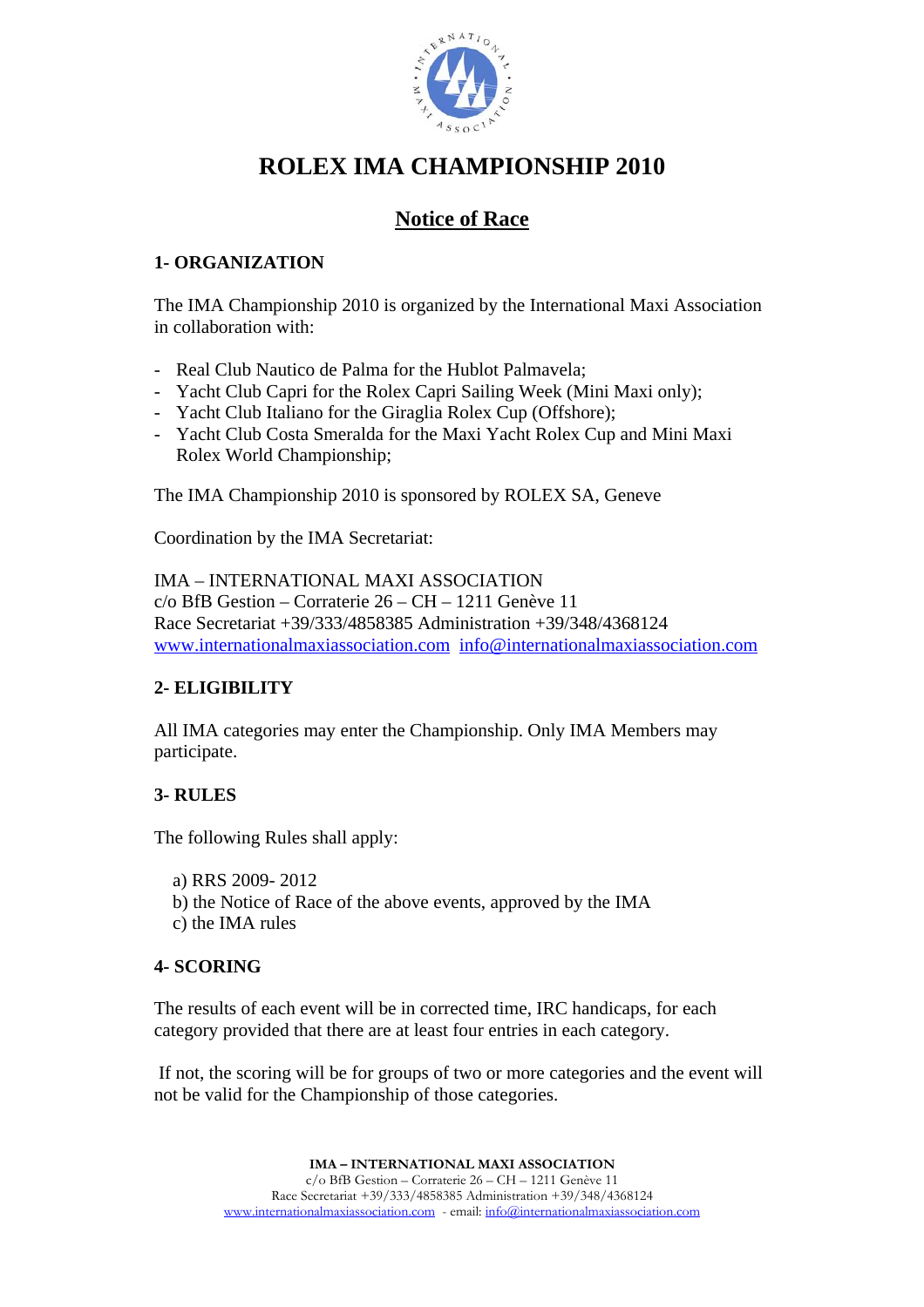# ROLEX IMA CHAMPIONSHIP 2010

## Notice of Race

### 1- ORGANIZATION

The IMA Championship 2010 is organized by the International Maxi Association in collaboration with:

- Real Club Nautico de Palma for the Hublot Palmavela;
- Yacht Club Capri for the Rolex Capri Sailing Week (Mini Maxi only);
- Yacht Club Italiano for the Giraglia Rolex Cup (Offshore);
- Yacht Club Costa Smeralda for the Maxi Yacht Rolex Cup and Mini Maxi Rolex World Championship;

The IMA Championship 2010 is sponsored by ROLEX SA, Geneve

Coordination by the IMA Secretariat:

IMA – INTERNATIONAL MAXI ASSOCIATION
c/o BfB Gestion – Corraterie 26 – CH – 1211 Genève 11
Race Secretariat +39/333/4858385 Administration +39/348/4368124
www.internationalmaxiassociation.com info@internationalmaxiassociation.com

### 2- ELIGIBILITY

All IMA categories may enter the Championship. Only IMA Members may participate.

### 3- RULES

The following Rules shall apply:

a) RRS 2009- 2012
b) the Notice of Race of the above events, approved by the IMA
c) the IMA rules

### 4- SCORING

The results of each event will be in corrected time, IRC handicaps, for each category provided that there are at least four entries in each category.

If not, the scoring will be for groups of two or more categories and the event will not be valid for the Championship of those categories.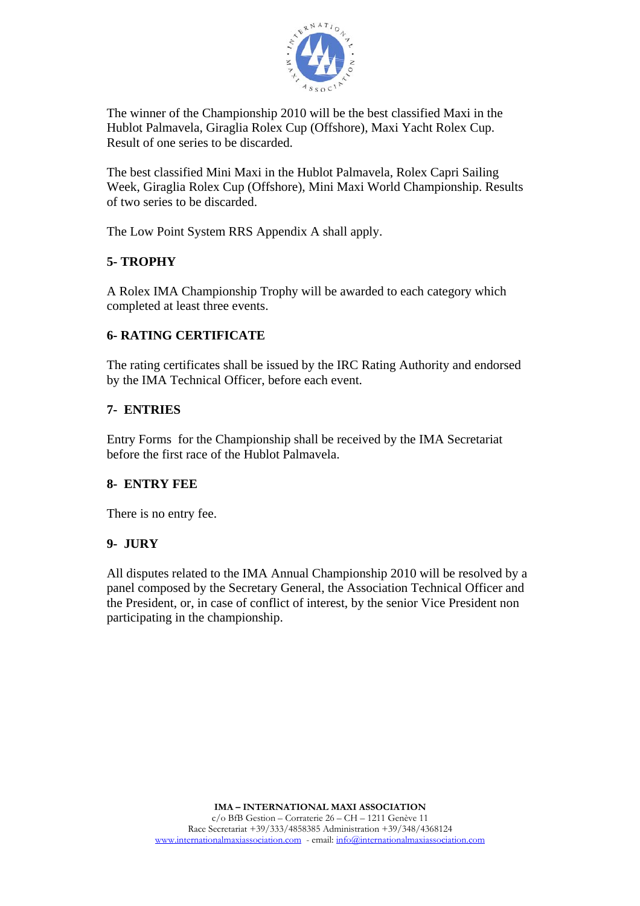The winner of the Championship 2010 will be the best classified Maxi in the Hublot Palmavela, Giraglia Rolex Cup (Offshore), Maxi Yacht Rolex Cup. Result of one series to be discarded.

The best classified Mini Maxi in the Hublot Palmavela, Rolex Capri Sailing Week, Giraglia Rolex Cup (Offshore), Mini Maxi World Championship. Results of two series to be discarded.

The Low Point System RRS Appendix A shall apply.

## 5- TROPHY

A Rolex IMA Championship Trophy will be awarded to each category which completed at least three events.

## 6- RATING CERTIFICATE

The rating certificates shall be issued by the IRC Rating Authority and endorsed by the IMA Technical Officer, before each event.

## 7- ENTRIES

Entry Forms for the Championship shall be received by the IMA Secretariat before the first race of the Hublot Palmavela.

## 8- ENTRY FEE

There is no entry fee.

## 9- JURY

All disputes related to the IMA Annual Championship 2010 will be resolved by a panel composed by the Secretary General, the Association Technical Officer and the President, or, in case of conflict of interest, by the senior Vice President non participating in the championship.

**IMA – INTERNATIONAL MAXI ASSOCIATION**
c/o BfB Gestion – Corraterie 26 – CH – 1211 Genève 11
Race Secretariat +39/333/4858385 Administration +39/348/4368124
www.internationalmaxiassociation.com - email: info@internationalmaxiassociation.com